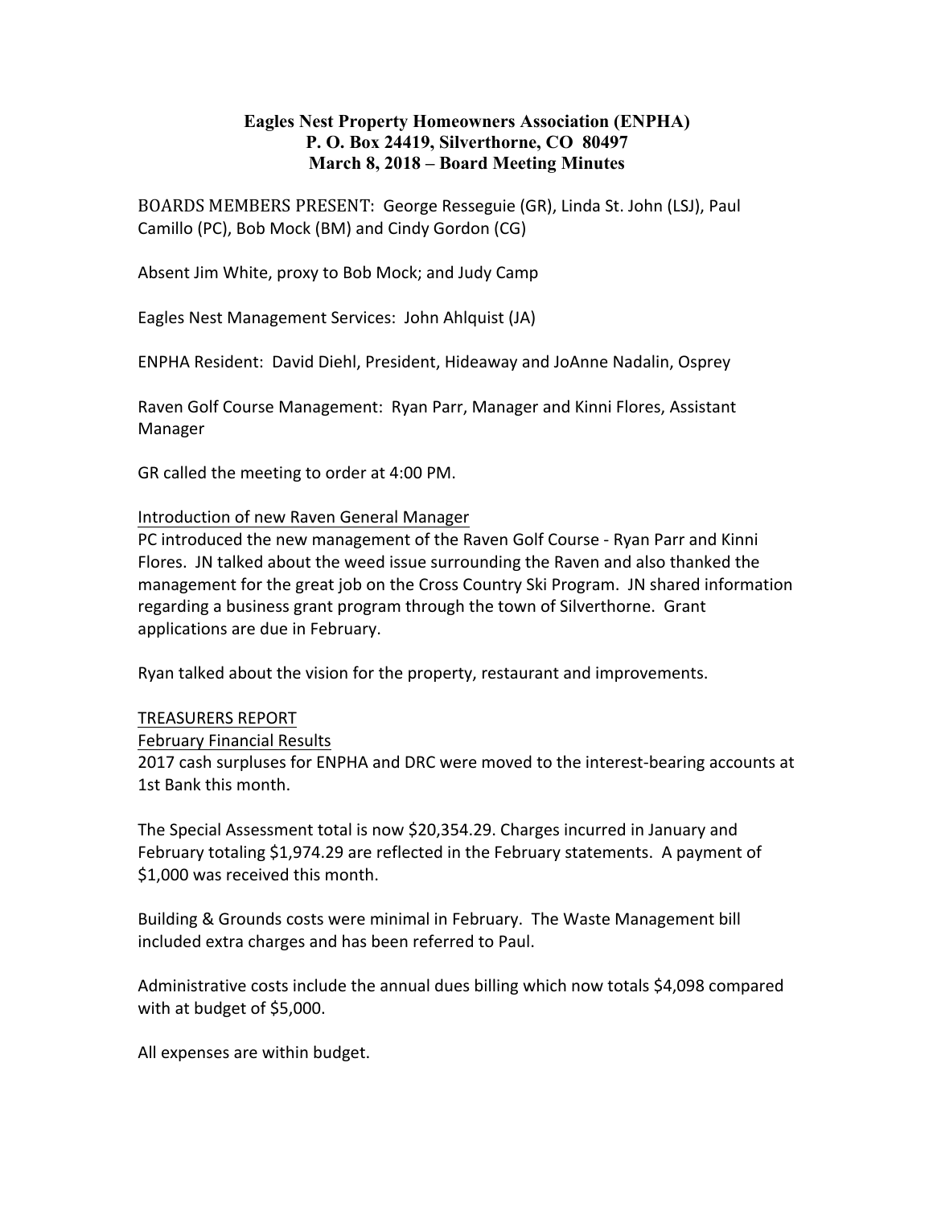# Eagles Nest Property Homeowners Association (ENPHA)
## P. O. Box 24419, Silverthorne, CO 80497
## March 8, 2018 – Board Meeting Minutes

BOARDS MEMBERS PRESENT: George Resseguie (GR), Linda St. John (LSJ), Paul Camillo (PC), Bob Mock (BM) and Cindy Gordon (CG)

Absent Jim White, proxy to Bob Mock; and Judy Camp

Eagles Nest Management Services: John Ahlquist (JA)

ENPHA Resident: David Diehl, President, Hideaway and JoAnne Nadalin, Osprey

Raven Golf Course Management: Ryan Parr, Manager and Kinni Flores, Assistant Manager

GR called the meeting to order at 4:00 PM.

Introduction of new Raven General Manager

PC introduced the new management of the Raven Golf Course - Ryan Parr and Kinni Flores. JN talked about the weed issue surrounding the Raven and also thanked the management for the great job on the Cross Country Ski Program. JN shared information regarding a business grant program through the town of Silverthorne. Grant applications are due in February.

Ryan talked about the vision for the property, restaurant and improvements.

TREASURERS REPORT

February Financial Results

2017 cash surpluses for ENPHA and DRC were moved to the interest-bearing accounts at 1st Bank this month.

The Special Assessment total is now $20,354.29. Charges incurred in January and February totaling $1,974.29 are reflected in the February statements. A payment of $1,000 was received this month.

Building & Grounds costs were minimal in February. The Waste Management bill included extra charges and has been referred to Paul.

Administrative costs include the annual dues billing which now totals $4,098 compared with at budget of $5,000.

All expenses are within budget.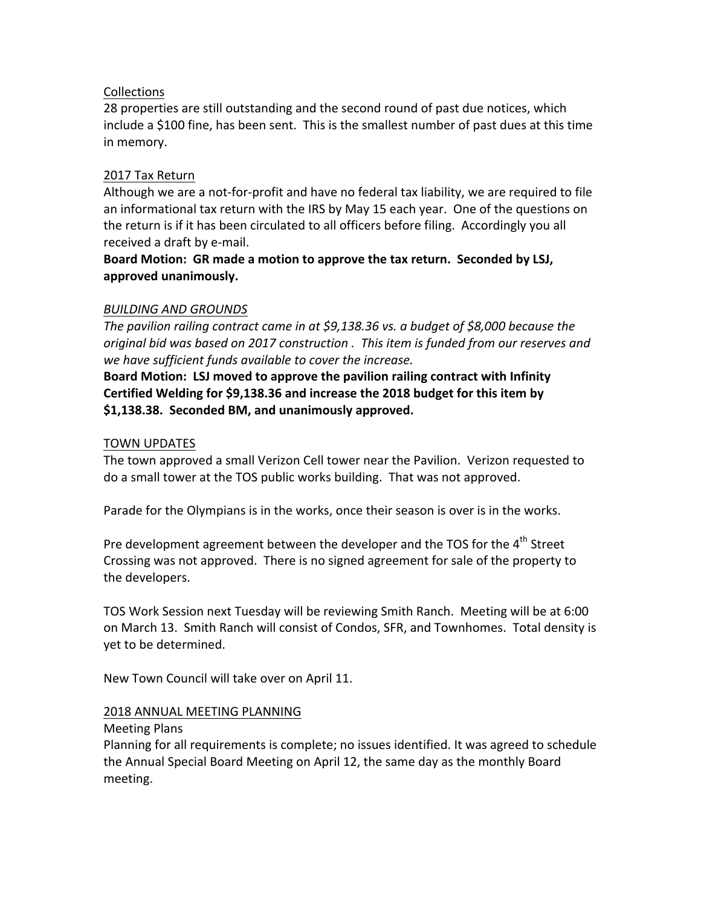Collections

28 properties are still outstanding and the second round of past due notices, which include a $100 fine, has been sent. This is the smallest number of past dues at this time in memory.

2017 Tax Return

Although we are a not-for-profit and have no federal tax liability, we are required to file an informational tax return with the IRS by May 15 each year. One of the questions on the return is if it has been circulated to all officers before filing. Accordingly you all received a draft by e-mail.

**Board Motion: GR made a motion to approve the tax return. Seconded by LSJ, approved unanimously.**

*BUILDING AND GROUNDS*

*The pavilion railing contract came in at $9,138.36 vs. a budget of $8,000 because the original bid was based on 2017 construction . This item is funded from our reserves and we have sufficient funds available to cover the increase.*

**Board Motion: LSJ moved to approve the pavilion railing contract with Infinity Certified Welding for $9,138.36 and increase the 2018 budget for this item by $1,138.38. Seconded BM, and unanimously approved.**

TOWN UPDATES

The town approved a small Verizon Cell tower near the Pavilion. Verizon requested to do a small tower at the TOS public works building. That was not approved.

Parade for the Olympians is in the works, once their season is over is in the works.

Pre development agreement between the developer and the TOS for the 4th Street Crossing was not approved. There is no signed agreement for sale of the property to the developers.

TOS Work Session next Tuesday will be reviewing Smith Ranch. Meeting will be at 6:00 on March 13. Smith Ranch will consist of Condos, SFR, and Townhomes. Total density is yet to be determined.

New Town Council will take over on April 11.

2018 ANNUAL MEETING PLANNING

Meeting Plans

Planning for all requirements is complete; no issues identified. It was agreed to schedule the Annual Special Board Meeting on April 12, the same day as the monthly Board meeting.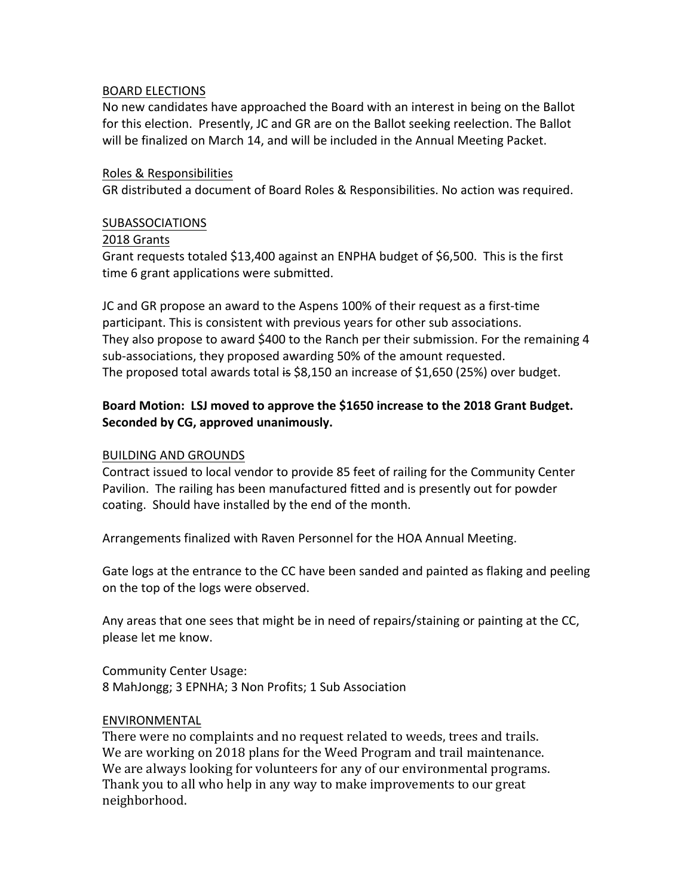BOARD ELECTIONS

No new candidates have approached the Board with an interest in being on the Ballot for this election. Presently, JC and GR are on the Ballot seeking reelection. The Ballot will be finalized on March 14, and will be included in the Annual Meeting Packet.

Roles & Responsibilities

GR distributed a document of Board Roles & Responsibilities. No action was required.

SUBASSOCIATIONS

2018 Grants

Grant requests totaled $13,400 against an ENPHA budget of $6,500. This is the first time 6 grant applications were submitted.

JC and GR propose an award to the Aspens 100% of their request as a first-time participant. This is consistent with previous years for other sub associations. They also propose to award $400 to the Ranch per their submission. For the remaining 4 sub-associations, they proposed awarding 50% of the amount requested. The proposed total awards total ~~is~~ $8,150 an increase of $1,650 (25%) over budget.

**Board Motion: LSJ moved to approve the $1650 increase to the 2018 Grant Budget. Seconded by CG, approved unanimously.**

BUILDING AND GROUNDS

Contract issued to local vendor to provide 85 feet of railing for the Community Center Pavilion. The railing has been manufactured fitted and is presently out for powder coating. Should have installed by the end of the month.

Arrangements finalized with Raven Personnel for the HOA Annual Meeting.

Gate logs at the entrance to the CC have been sanded and painted as flaking and peeling on the top of the logs were observed.

Any areas that one sees that might be in need of repairs/staining or painting at the CC, please let me know.

Community Center Usage:
8 MahJongg; 3 EPNHA; 3 Non Profits; 1 Sub Association

ENVIRONMENTAL

There were no complaints and no request related to weeds, trees and trails. We are working on 2018 plans for the Weed Program and trail maintenance. We are always looking for volunteers for any of our environmental programs. Thank you to all who help in any way to make improvements to our great neighborhood.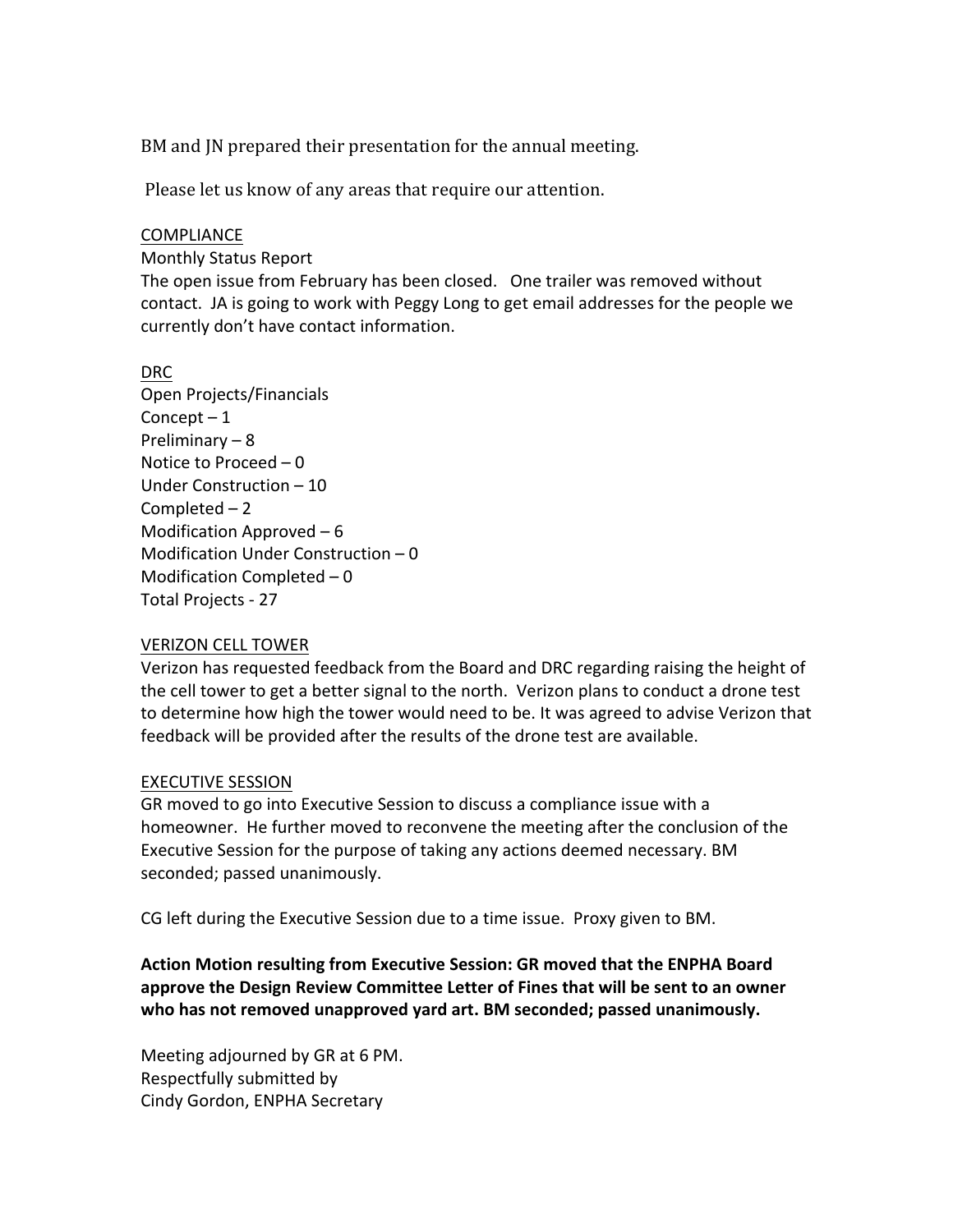BM and JN prepared their presentation for the annual meeting.

Please let us know of any areas that require our attention.

COMPLIANCE

Monthly Status Report

The open issue from February has been closed. One trailer was removed without contact. JA is going to work with Peggy Long to get email addresses for the people we currently don't have contact information.

DRC

Open Projects/Financials

Concept – 1

Preliminary – 8

Notice to Proceed – 0

Under Construction – 10

Completed – 2

Modification Approved – 6

Modification Under Construction – 0

Modification Completed – 0

Total Projects - 27

VERIZON CELL TOWER

Verizon has requested feedback from the Board and DRC regarding raising the height of the cell tower to get a better signal to the north. Verizon plans to conduct a drone test to determine how high the tower would need to be. It was agreed to advise Verizon that feedback will be provided after the results of the drone test are available.

EXECUTIVE SESSION

GR moved to go into Executive Session to discuss a compliance issue with a homeowner. He further moved to reconvene the meeting after the conclusion of the Executive Session for the purpose of taking any actions deemed necessary. BM seconded; passed unanimously.

CG left during the Executive Session due to a time issue. Proxy given to BM.

**Action Motion resulting from Executive Session: GR moved that the ENPHA Board approve the Design Review Committee Letter of Fines that will be sent to an owner who has not removed unapproved yard art. BM seconded; passed unanimously.**

Meeting adjourned by GR at 6 PM.

Respectfully submitted by

Cindy Gordon, ENPHA Secretary